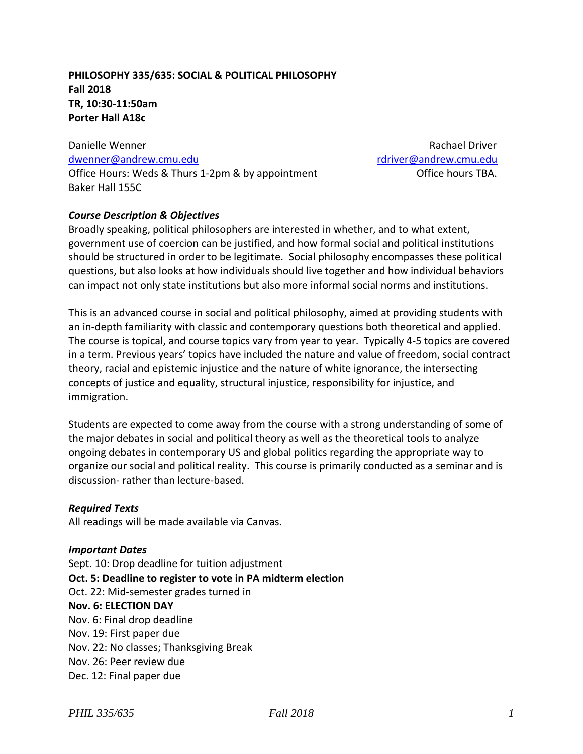**PHILOSOPHY 335/635: SOCIAL & POLITICAL PHILOSOPHY**
**Fall 2018**
**TR, 10:30-11:50am**
**Porter Hall A18c**

Danielle Wenner
dwenner@andrew.cmu.edu
Office Hours: Weds & Thurs 1-2pm & by appointment
Baker Hall 155C

Rachael Driver
rdriver@andrew.cmu.edu
Office hours TBA.

***Course Description & Objectives***

Broadly speaking, political philosophers are interested in whether, and to what extent, government use of coercion can be justified, and how formal social and political institutions should be structured in order to be legitimate. Social philosophy encompasses these political questions, but also looks at how individuals should live together and how individual behaviors can impact not only state institutions but also more informal social norms and institutions.

This is an advanced course in social and political philosophy, aimed at providing students with an in-depth familiarity with classic and contemporary questions both theoretical and applied. The course is topical, and course topics vary from year to year. Typically 4-5 topics are covered in a term. Previous years' topics have included the nature and value of freedom, social contract theory, racial and epistemic injustice and the nature of white ignorance, the intersecting concepts of justice and equality, structural injustice, responsibility for injustice, and immigration.

Students are expected to come away from the course with a strong understanding of some of the major debates in social and political theory as well as the theoretical tools to analyze ongoing debates in contemporary US and global politics regarding the appropriate way to organize our social and political reality. This course is primarily conducted as a seminar and is discussion- rather than lecture-based.

***Required Texts***

All readings will be made available via Canvas.

***Important Dates***

Sept. 10: Drop deadline for tuition adjustment
**Oct. 5: Deadline to register to vote in PA midterm election**
Oct. 22: Mid-semester grades turned in
**Nov. 6: ELECTION DAY**
Nov. 6: Final drop deadline
Nov. 19: First paper due
Nov. 22: No classes; Thanksgiving Break
Nov. 26: Peer review due
Dec. 12: Final paper due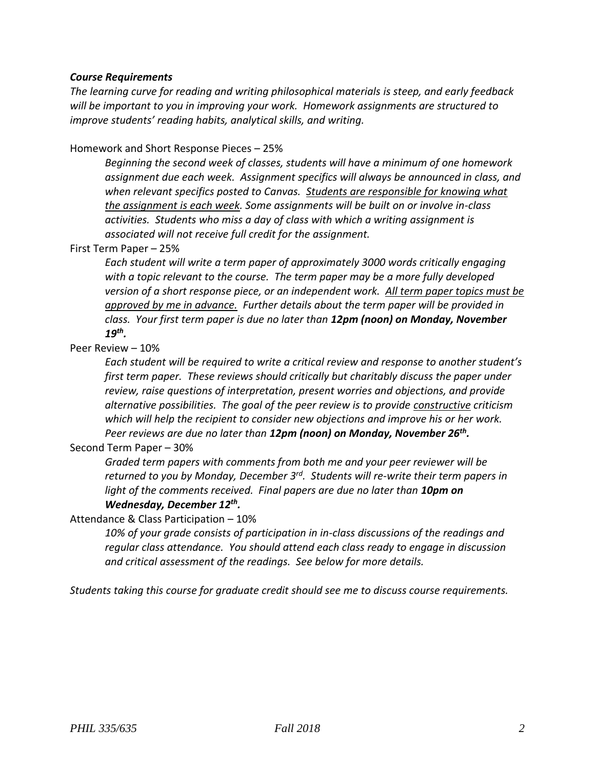***Course Requirements***

*The learning curve for reading and writing philosophical materials is steep, and early feedback will be important to you in improving your work. Homework assignments are structured to improve students' reading habits, analytical skills, and writing.*

Homework and Short Response Pieces – 25%

> *Beginning the second week of classes, students will have a minimum of one homework assignment due each week. Assignment specifics will always be announced in class, and when relevant specifics posted to Canvas. <u>Students are responsible for knowing what the assignment is each week</u>. Some assignments will be built on or involve in-class activities. Students who miss a day of class with which a writing assignment is associated will not receive full credit for the assignment.*

First Term Paper – 25%

> *Each student will write a term paper of approximately 3000 words critically engaging with a topic relevant to the course. The term paper may be a more fully developed version of a short response piece, or an independent work. <u>All term paper topics must be approved by me in advance.</u> Further details about the term paper will be provided in class. Your first term paper is due no later than **12pm (noon) on Monday, November 19th.***

Peer Review – 10%

> *Each student will be required to write a critical review and response to another student's first term paper. These reviews should critically but charitably discuss the paper under review, raise questions of interpretation, present worries and objections, and provide alternative possibilities. The goal of the peer review is to provide <u>constructive</u> criticism which will help the recipient to consider new objections and improve his or her work. Peer reviews are due no later than **12pm (noon) on Monday, November 26th.***

Second Term Paper – 30%

> *Graded term papers with comments from both me and your peer reviewer will be returned to you by Monday, December 3rd. Students will re-write their term papers in light of the comments received. Final papers are due no later than **10pm on Wednesday, December 12th.***

Attendance & Class Participation – 10%

> *10% of your grade consists of participation in in-class discussions of the readings and regular class attendance. You should attend each class ready to engage in discussion and critical assessment of the readings. See below for more details.*

*Students taking this course for graduate credit should see me to discuss course requirements.*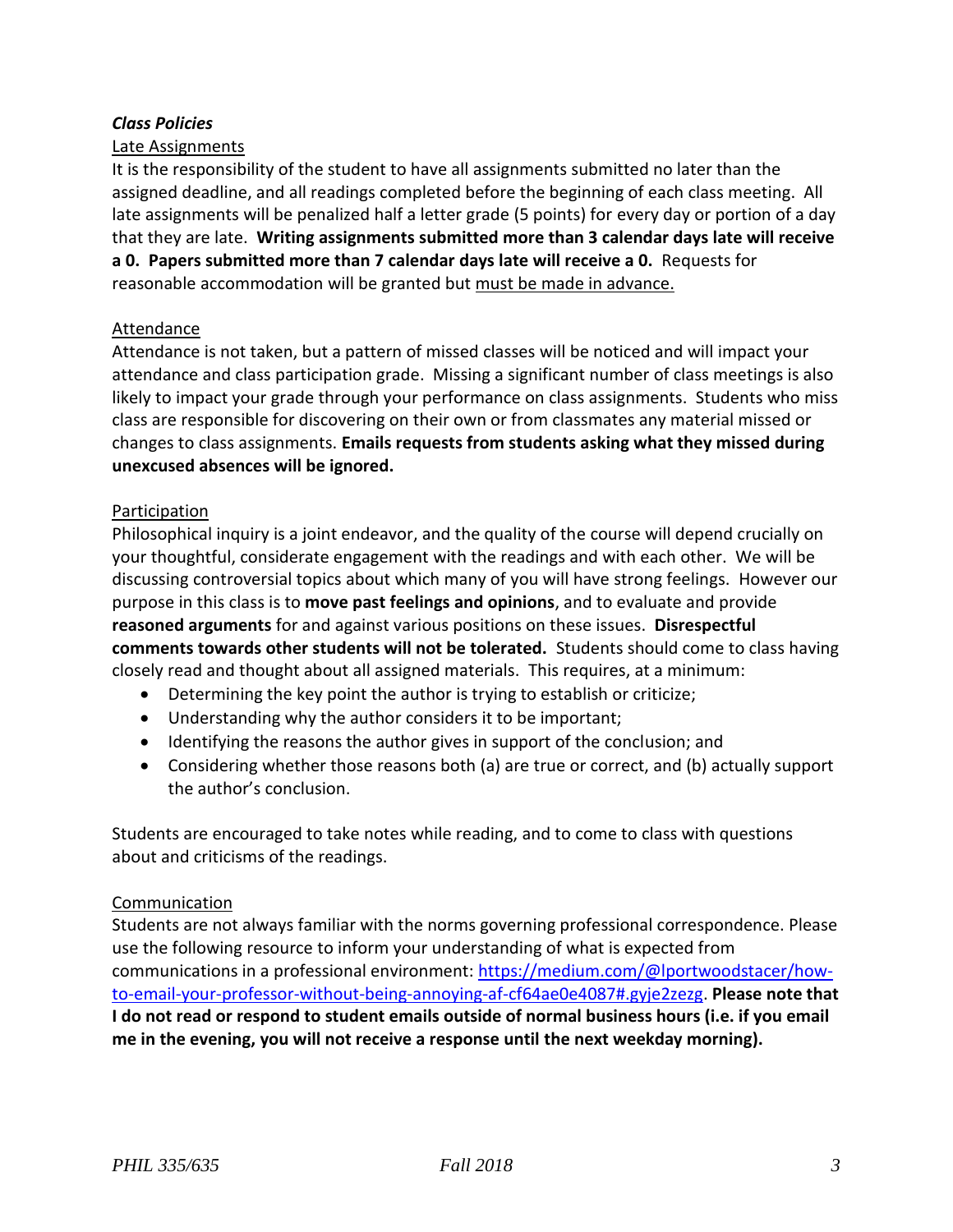***Class Policies***

Late Assignments

It is the responsibility of the student to have all assignments submitted no later than the assigned deadline, and all readings completed before the beginning of each class meeting. All late assignments will be penalized half a letter grade (5 points) for every day or portion of a day that they are late. **Writing assignments submitted more than 3 calendar days late will receive a 0. Papers submitted more than 7 calendar days late will receive a 0.** Requests for reasonable accommodation will be granted but <u>must be made in advance.</u>

Attendance

Attendance is not taken, but a pattern of missed classes will be noticed and will impact your attendance and class participation grade. Missing a significant number of class meetings is also likely to impact your grade through your performance on class assignments. Students who miss class are responsible for discovering on their own or from classmates any material missed or changes to class assignments. **Emails requests from students asking what they missed during unexcused absences will be ignored.**

Participation

Philosophical inquiry is a joint endeavor, and the quality of the course will depend crucially on your thoughtful, considerate engagement with the readings and with each other. We will be discussing controversial topics about which many of you will have strong feelings. However our purpose in this class is to **move past feelings and opinions**, and to evaluate and provide **reasoned arguments** for and against various positions on these issues. **Disrespectful comments towards other students will not be tolerated.** Students should come to class having closely read and thought about all assigned materials. This requires, at a minimum:

- Determining the key point the author is trying to establish or criticize;
- Understanding why the author considers it to be important;
- Identifying the reasons the author gives in support of the conclusion; and
- Considering whether those reasons both (a) are true or correct, and (b) actually support the author's conclusion.

Students are encouraged to take notes while reading, and to come to class with questions about and criticisms of the readings.

Communication

Students are not always familiar with the norms governing professional correspondence. Please use the following resource to inform your understanding of what is expected from communications in a professional environment: [https://medium.com/@lportwoodstacer/how-to-email-your-professor-without-being-annoying-af-cf64ae0e4087#.gyje2zezg](https://medium.com/@lportwoodstacer/how-to-email-your-professor-without-being-annoying-af-cf64ae0e4087#.gyje2zezg). **Please note that I do not read or respond to student emails outside of normal business hours (i.e. if you email me in the evening, you will not receive a response until the next weekday morning).**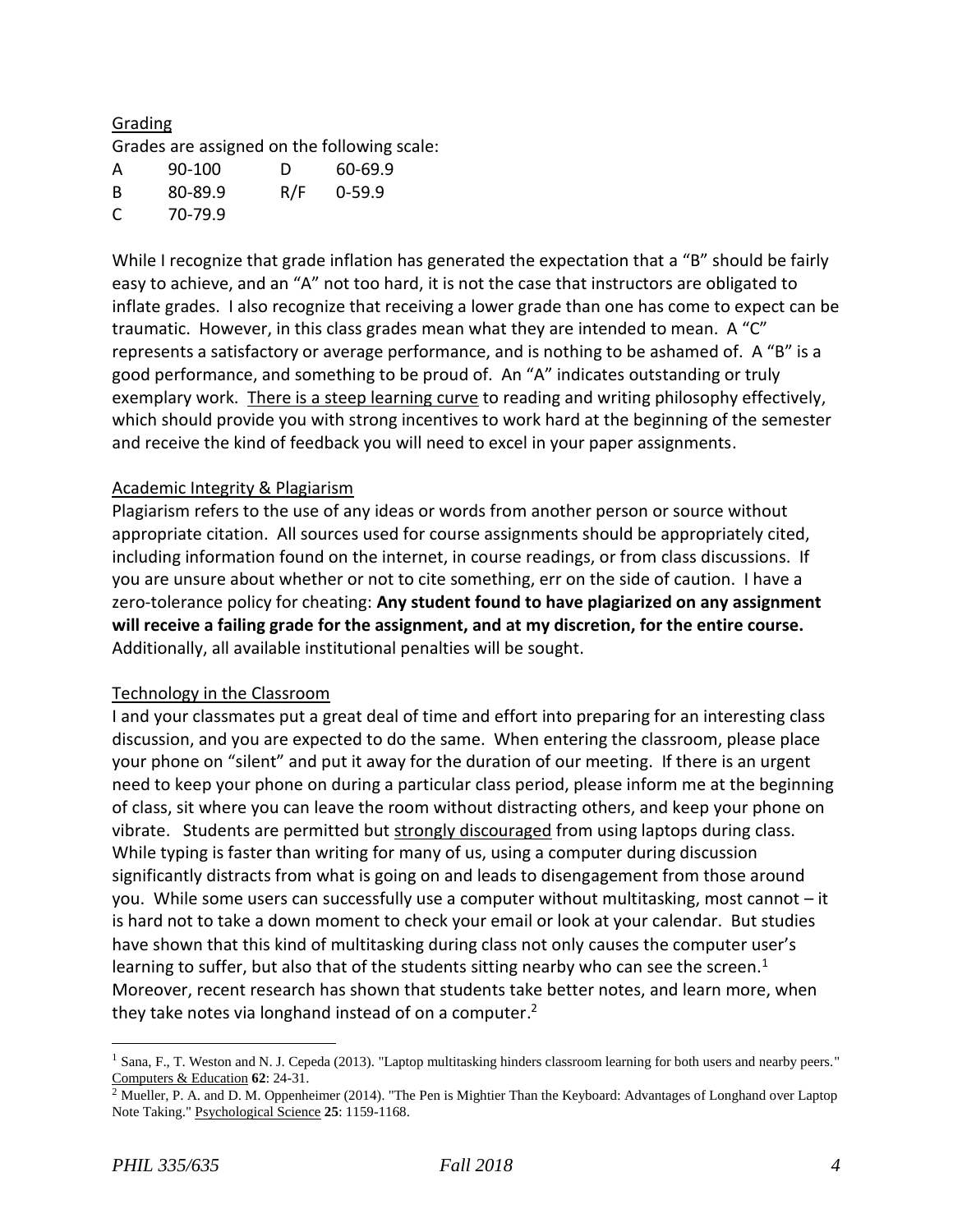## Grading

Grades are assigned on the following scale:

| | | | |
|---|---|---|---|
| A | 90-100 | D | 60-69.9 |
| B | 80-89.9 | R/F | 0-59.9 |
| C | 70-79.9 | | |

While I recognize that grade inflation has generated the expectation that a "B" should be fairly easy to achieve, and an "A" not too hard, it is not the case that instructors are obligated to inflate grades. I also recognize that receiving a lower grade than one has come to expect can be traumatic. However, in this class grades mean what they are intended to mean. A "C" represents a satisfactory or average performance, and is nothing to be ashamed of. A "B" is a good performance, and something to be proud of. An "A" indicates outstanding or truly exemplary work. There is a steep learning curve to reading and writing philosophy effectively, which should provide you with strong incentives to work hard at the beginning of the semester and receive the kind of feedback you will need to excel in your paper assignments.

## Academic Integrity & Plagiarism

Plagiarism refers to the use of any ideas or words from another person or source without appropriate citation. All sources used for course assignments should be appropriately cited, including information found on the internet, in course readings, or from class discussions. If you are unsure about whether or not to cite something, err on the side of caution. I have a zero-tolerance policy for cheating: **Any student found to have plagiarized on any assignment will receive a failing grade for the assignment, and at my discretion, for the entire course.** Additionally, all available institutional penalties will be sought.

## Technology in the Classroom

I and your classmates put a great deal of time and effort into preparing for an interesting class discussion, and you are expected to do the same. When entering the classroom, please place your phone on "silent" and put it away for the duration of our meeting. If there is an urgent need to keep your phone on during a particular class period, please inform me at the beginning of class, sit where you can leave the room without distracting others, and keep your phone on vibrate. Students are permitted but strongly discouraged from using laptops during class. While typing is faster than writing for many of us, using a computer during discussion significantly distracts from what is going on and leads to disengagement from those around you. While some users can successfully use a computer without multitasking, most cannot – it is hard not to take a down moment to check your email or look at your calendar. But studies have shown that this kind of multitasking during class not only causes the computer user's learning to suffer, but also that of the students sitting nearby who can see the screen.[1] Moreover, recent research has shown that students take better notes, and learn more, when they take notes via longhand instead of on a computer.[2]

---

[1] Sana, F., T. Weston and N. J. Cepeda (2013). "Laptop multitasking hinders classroom learning for both users and nearby peers." Computers & Education **62**: 24-31.

[2] Mueller, P. A. and D. M. Oppenheimer (2014). "The Pen is Mightier Than the Keyboard: Advantages of Longhand over Laptop Note Taking." Psychological Science **25**: 1159-1168.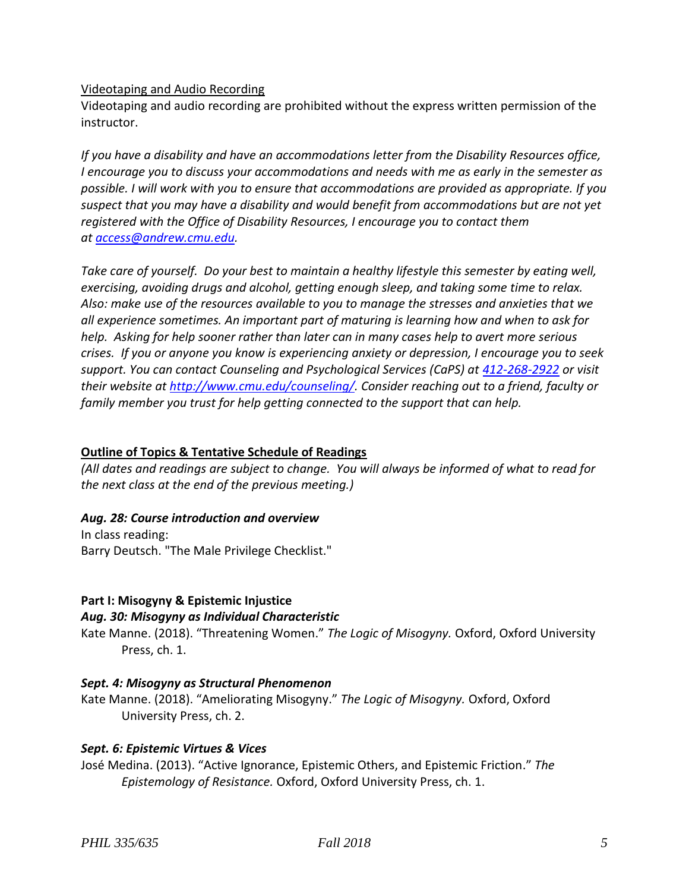Videotaping and Audio Recording

Videotaping and audio recording are prohibited without the express written permission of the instructor.

*If you have a disability and have an accommodations letter from the Disability Resources office, I encourage you to discuss your accommodations and needs with me as early in the semester as possible. I will work with you to ensure that accommodations are provided as appropriate. If you suspect that you may have a disability and would benefit from accommodations but are not yet registered with the Office of Disability Resources, I encourage you to contact them at [access@andrew.cmu.edu](mailto:access@andrew.cmu.edu).*

*Take care of yourself. Do your best to maintain a healthy lifestyle this semester by eating well, exercising, avoiding drugs and alcohol, getting enough sleep, and taking some time to relax. Also: make use of the resources available to you to manage the stresses and anxieties that we all experience sometimes. An important part of maturing is learning how and when to ask for help. Asking for help sooner rather than later can in many cases help to avert more serious crises. If you or anyone you know is experiencing anxiety or depression, I encourage you to seek support. You can contact Counseling and Psychological Services (CaPS) at 412-268-2922 or visit their website at [http://www.cmu.edu/counseling/](http://www.cmu.edu/counseling/). Consider reaching out to a friend, faculty or family member you trust for help getting connected to the support that can help.*

## Outline of Topics & Tentative Schedule of Readings

*(All dates and readings are subject to change. You will always be informed of what to read for the next class at the end of the previous meeting.)*

***Aug. 28: Course introduction and overview***

In class reading:
Barry Deutsch. "The Male Privilege Checklist."

### Part I: Misogyny & Epistemic Injustice

***Aug. 30: Misogyny as Individual Characteristic***

Kate Manne. (2018). "Threatening Women." *The Logic of Misogyny.* Oxford, Oxford University Press, ch. 1.

***Sept. 4: Misogyny as Structural Phenomenon***

Kate Manne. (2018). "Ameliorating Misogyny." *The Logic of Misogyny.* Oxford, Oxford University Press, ch. 2.

***Sept. 6: Epistemic Virtues & Vices***

José Medina. (2013). "Active Ignorance, Epistemic Others, and Epistemic Friction." *The Epistemology of Resistance.* Oxford, Oxford University Press, ch. 1.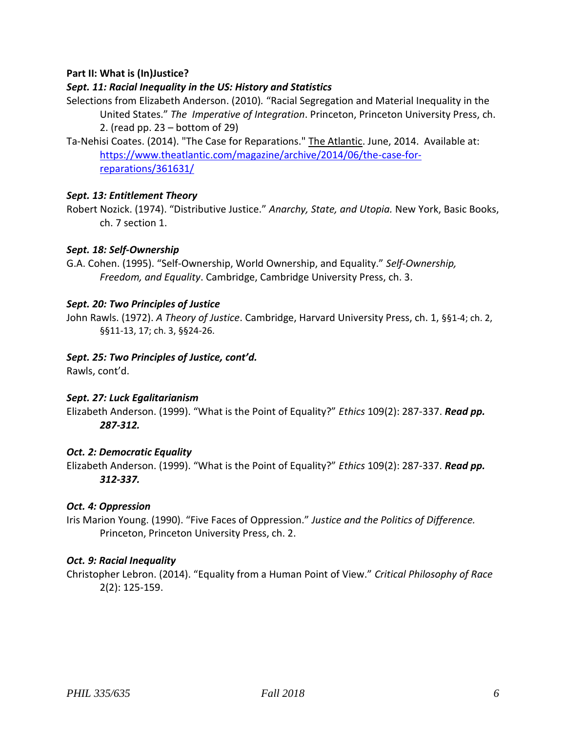**Part II: What is (In)Justice?**

***Sept. 11: Racial Inequality in the US: History and Statistics***

Selections from Elizabeth Anderson. (2010). "Racial Segregation and Material Inequality in the United States." *The Imperative of Integration*. Princeton, Princeton University Press, ch. 2. (read pp. 23 – bottom of 29)

Ta-Nehisi Coates. (2014). "The Case for Reparations." The Atlantic. June, 2014. Available at: https://www.theatlantic.com/magazine/archive/2014/06/the-case-for-reparations/361631/

***Sept. 13: Entitlement Theory***

Robert Nozick. (1974). "Distributive Justice." *Anarchy, State, and Utopia.* New York, Basic Books, ch. 7 section 1.

***Sept. 18: Self-Ownership***

G.A. Cohen. (1995). "Self-Ownership, World Ownership, and Equality." *Self-Ownership, Freedom, and Equality*. Cambridge, Cambridge University Press, ch. 3.

***Sept. 20: Two Principles of Justice***

John Rawls. (1972). *A Theory of Justice*. Cambridge, Harvard University Press, ch. 1, §§1-4; ch. 2, §§11-13, 17; ch. 3, §§24-26.

***Sept. 25: Two Principles of Justice, cont'd.***

Rawls, cont'd.

***Sept. 27: Luck Egalitarianism***

Elizabeth Anderson. (1999). "What is the Point of Equality?" *Ethics* 109(2): 287-337. ***Read pp. 287-312.***

***Oct. 2: Democratic Equality***

Elizabeth Anderson. (1999). "What is the Point of Equality?" *Ethics* 109(2): 287-337. ***Read pp. 312-337.***

***Oct. 4: Oppression***

Iris Marion Young. (1990). "Five Faces of Oppression." *Justice and the Politics of Difference.* Princeton, Princeton University Press, ch. 2.

***Oct. 9: Racial Inequality***

Christopher Lebron. (2014). "Equality from a Human Point of View." *Critical Philosophy of Race* 2(2): 125-159.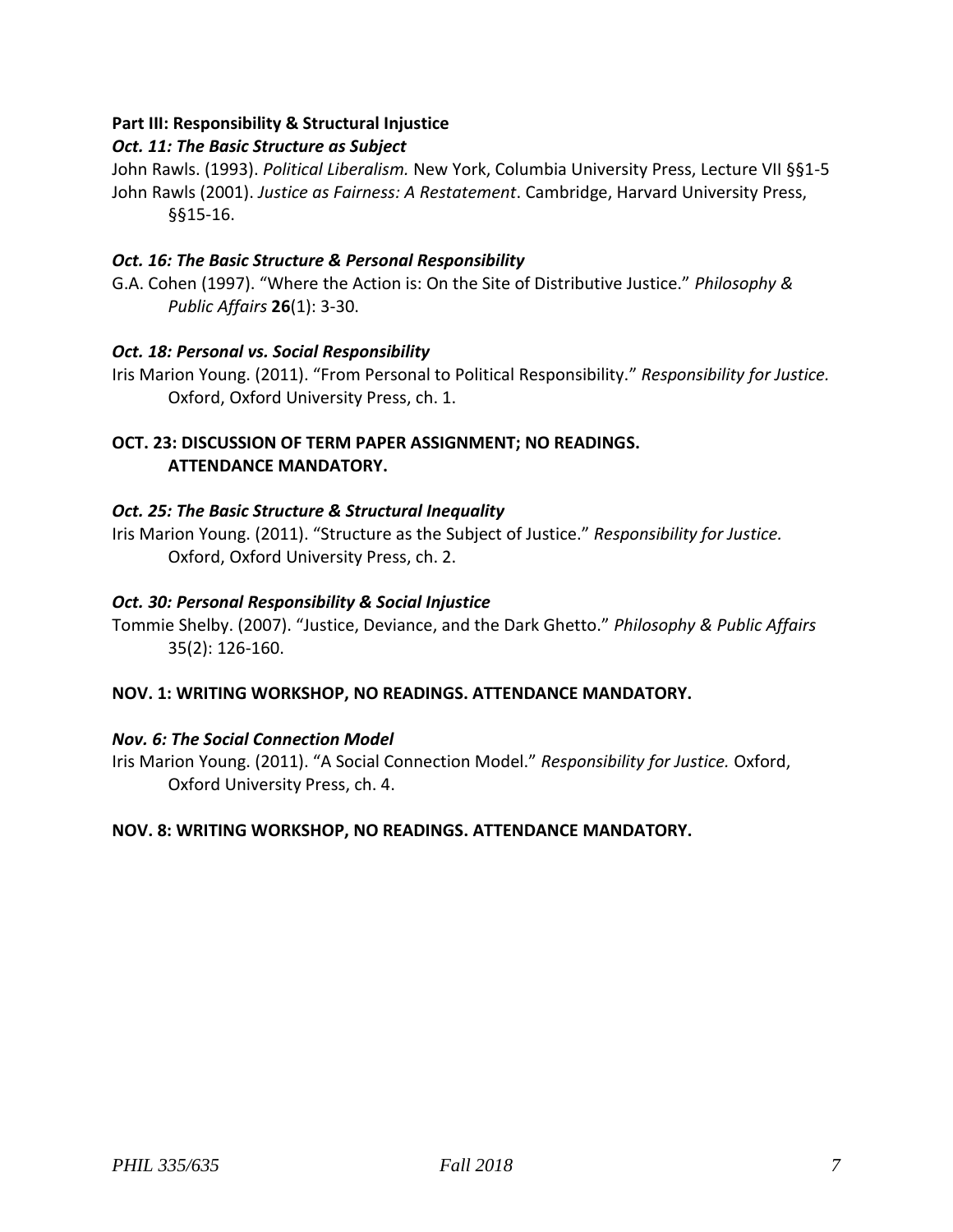**Part III: Responsibility & Structural Injustice**

***Oct. 11: The Basic Structure as Subject***

John Rawls. (1993). *Political Liberalism.* New York, Columbia University Press, Lecture VII §§1-5

John Rawls (2001). *Justice as Fairness: A Restatement*. Cambridge, Harvard University Press, §§15-16.

***Oct. 16: The Basic Structure & Personal Responsibility***

G.A. Cohen (1997). "Where the Action is: On the Site of Distributive Justice." *Philosophy & Public Affairs* **26**(1): 3-30.

***Oct. 18: Personal vs. Social Responsibility***

Iris Marion Young. (2011). "From Personal to Political Responsibility." *Responsibility for Justice.* Oxford, Oxford University Press, ch. 1.

**OCT. 23: DISCUSSION OF TERM PAPER ASSIGNMENT; NO READINGS. ATTENDANCE MANDATORY.**

***Oct. 25: The Basic Structure & Structural Inequality***

Iris Marion Young. (2011). "Structure as the Subject of Justice." *Responsibility for Justice.* Oxford, Oxford University Press, ch. 2.

***Oct. 30: Personal Responsibility & Social Injustice***

Tommie Shelby. (2007). "Justice, Deviance, and the Dark Ghetto." *Philosophy & Public Affairs* 35(2): 126-160.

**NOV. 1: WRITING WORKSHOP, NO READINGS. ATTENDANCE MANDATORY.**

***Nov. 6: The Social Connection Model***

Iris Marion Young. (2011). "A Social Connection Model." *Responsibility for Justice.* Oxford, Oxford University Press, ch. 4.

**NOV. 8: WRITING WORKSHOP, NO READINGS. ATTENDANCE MANDATORY.**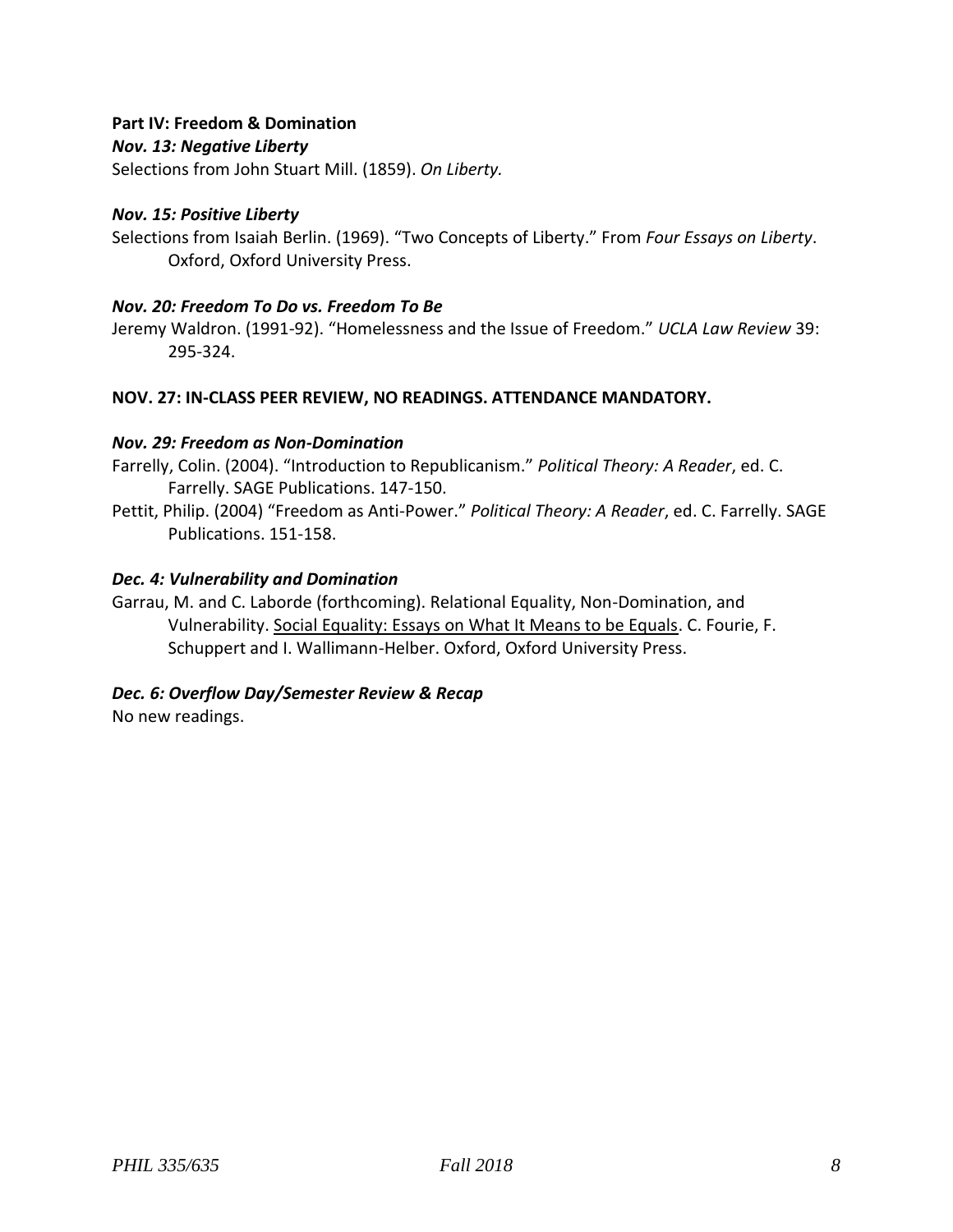**Part IV: Freedom & Domination**

***Nov. 13: Negative Liberty***

Selections from John Stuart Mill. (1859). *On Liberty.*

***Nov. 15: Positive Liberty***

Selections from Isaiah Berlin. (1969). "Two Concepts of Liberty." From *Four Essays on Liberty*. Oxford, Oxford University Press.

***Nov. 20: Freedom To Do vs. Freedom To Be***

Jeremy Waldron. (1991-92). "Homelessness and the Issue of Freedom." *UCLA Law Review* 39: 295-324.

**NOV. 27: IN-CLASS PEER REVIEW, NO READINGS. ATTENDANCE MANDATORY.**

***Nov. 29: Freedom as Non-Domination***

Farrelly, Colin. (2004). "Introduction to Republicanism." *Political Theory: A Reader*, ed. C. Farrelly. SAGE Publications. 147-150.

Pettit, Philip. (2004) "Freedom as Anti-Power." *Political Theory: A Reader*, ed. C. Farrelly. SAGE Publications. 151-158.

***Dec. 4: Vulnerability and Domination***

Garrau, M. and C. Laborde (forthcoming). Relational Equality, Non-Domination, and Vulnerability. Social Equality: Essays on What It Means to be Equals. C. Fourie, F. Schuppert and I. Wallimann-Helber. Oxford, Oxford University Press.

***Dec. 6: Overflow Day/Semester Review & Recap***

No new readings.